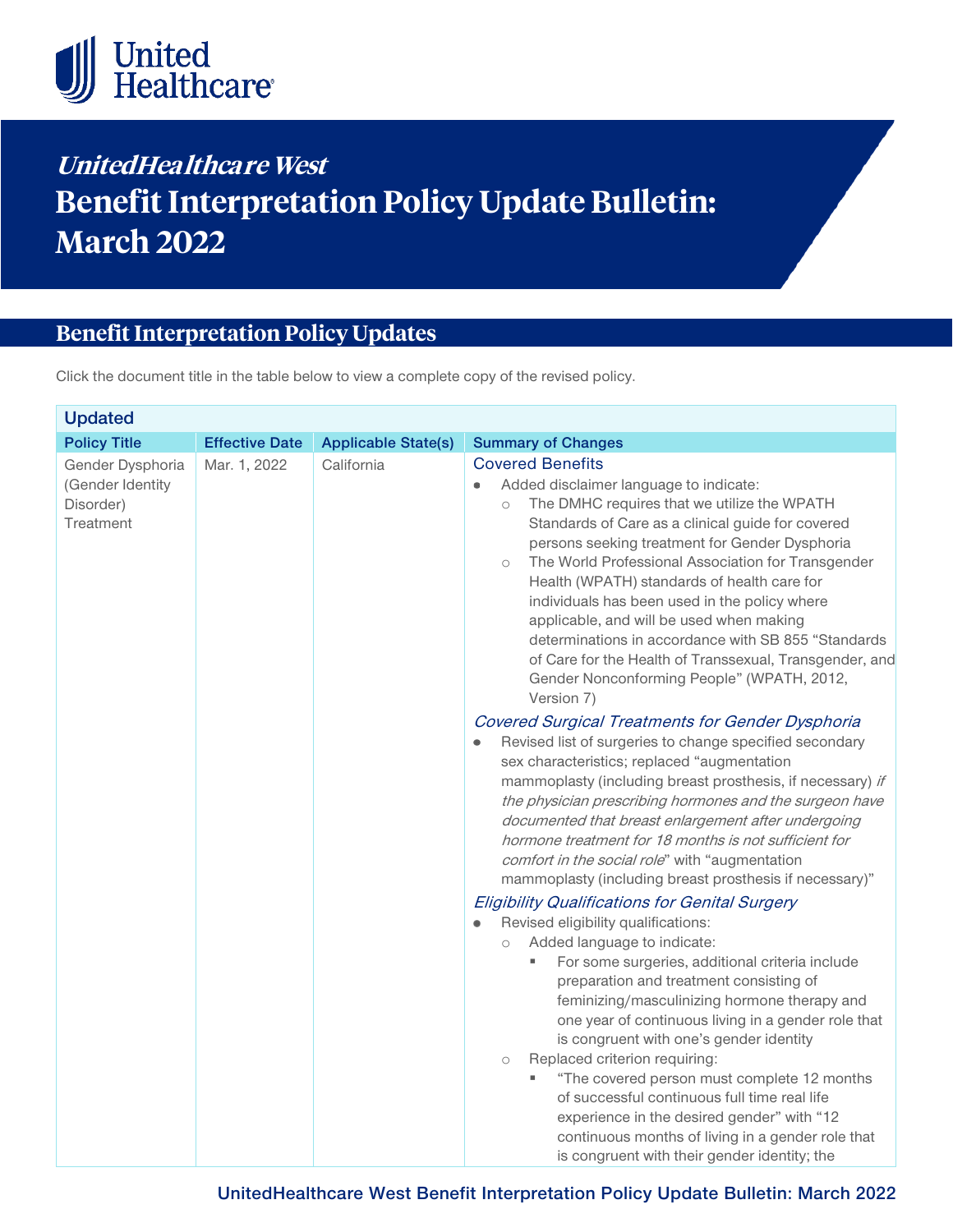# UnitedHealthcare West

# Benefit Interpretation Policy Update Bulletin: March 2022

## Benefit Interpretation Policy Updates

Click the document title in the table below to view a complete copy of the revised policy.

| Updated | | | |
|---|---|---|---|
| **Policy Title** | **Effective Date** | **Applicable State(s)** | **Summary of Changes** |
| Gender Dysphoria (Gender Identity Disorder) Treatment | Mar. 1, 2022 | California | **Covered Benefits**<br>• Added disclaimer language to indicate:<br>&nbsp;&nbsp;○ The DMHC requires that we utilize the WPATH Standards of Care as a clinical guide for covered persons seeking treatment for Gender Dysphoria<br>&nbsp;&nbsp;○ The World Professional Association for Transgender Health (WPATH) standards of health care for individuals has been used in the policy where applicable, and will be used when making determinations in accordance with SB 855 "Standards of Care for the Health of Transsexual, Transgender, and Gender Nonconforming People" (WPATH, 2012, Version 7)<br>*Covered Surgical Treatments for Gender Dysphoria*<br>• Revised list of surgeries to change specified secondary sex characteristics; replaced "augmentation mammoplasty (including breast prosthesis, if necessary) *if the physician prescribing hormones and the surgeon have documented that breast enlargement after undergoing hormone treatment for 18 months is not sufficient for comfort in the social role*" with "augmentation mammoplasty (including breast prosthesis if necessary)"<br>*Eligibility Qualifications for Genital Surgery*<br>• Revised eligibility qualifications:<br>&nbsp;&nbsp;○ Added language to indicate:<br>&nbsp;&nbsp;&nbsp;&nbsp;▪ For some surgeries, additional criteria include preparation and treatment consisting of feminizing/masculinizing hormone therapy and one year of continuous living in a gender role that is congruent with one's gender identity<br>&nbsp;&nbsp;○ Replaced criterion requiring:<br>&nbsp;&nbsp;&nbsp;&nbsp;▪ "The covered person must complete 12 months of successful continuous full time real life experience in the desired gender" with "12 continuous months of living in a gender role that is congruent with their gender identity; the |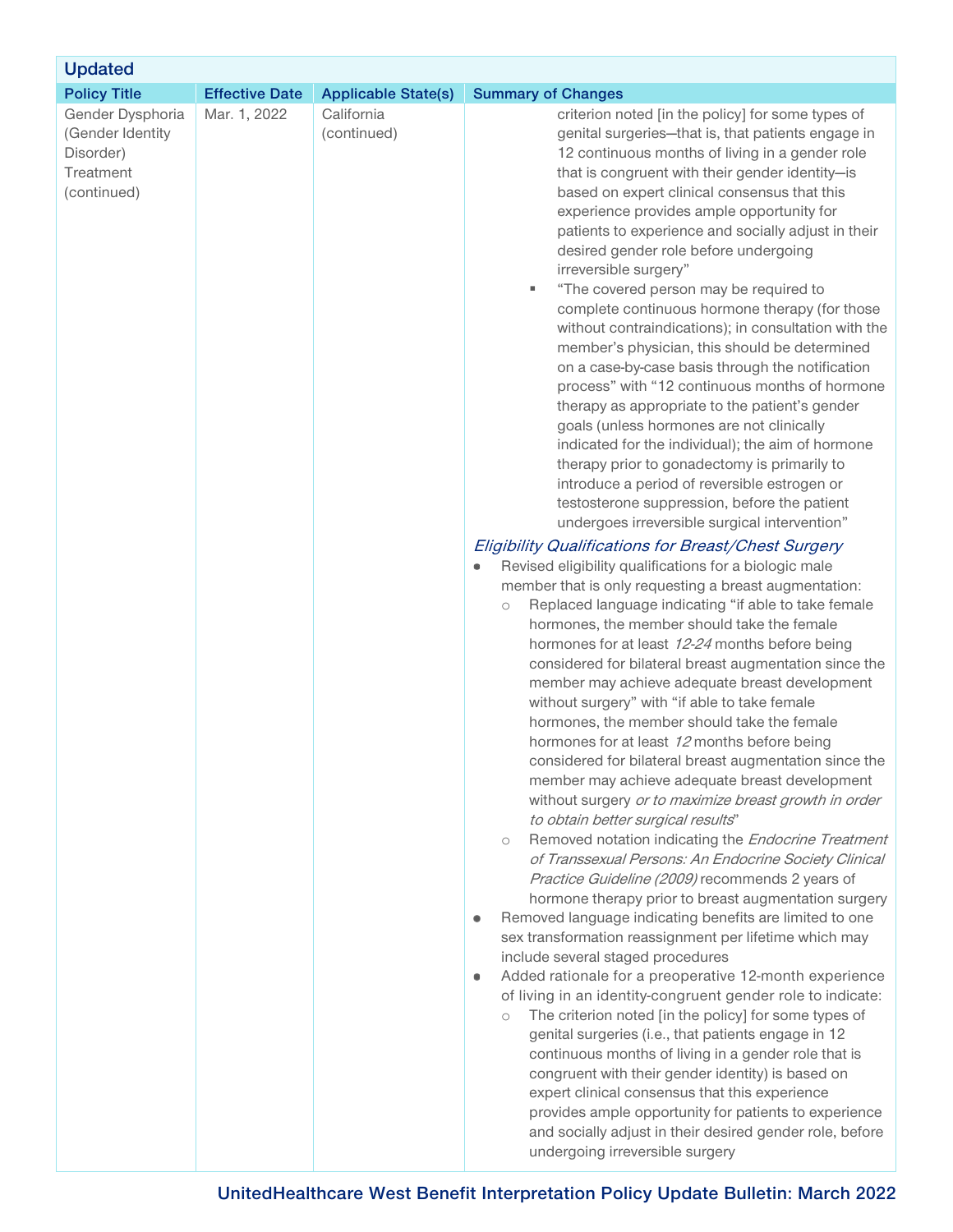| Updated | | | |
|---|---|---|---|
| **Policy Title** | **Effective Date** | **Applicable State(s)** | **Summary of Changes** |
| Gender Dysphoria (Gender Identity Disorder) Treatment (continued) | Mar. 1, 2022 | California (continued) | criterion noted [in the policy] for some types of genital surgeries—that is, that patients engage in 12 continuous months of living in a gender role that is congruent with their gender identity—is based on expert clinical consensus that this experience provides ample opportunity for patients to experience and socially adjust in their desired gender role before undergoing irreversible surgery"<br>▪ "The covered person may be required to complete continuous hormone therapy (for those without contraindications); in consultation with the member's physician, this should be determined on a case-by-case basis through the notification process" with "12 continuous months of hormone therapy as appropriate to the patient's gender goals (unless hormones are not clinically indicated for the individual); the aim of hormone therapy prior to gonadectomy is primarily to introduce a period of reversible estrogen or testosterone suppression, before the patient undergoes irreversible surgical intervention"<br><br>*Eligibility Qualifications for Breast/Chest Surgery*<br>● Revised eligibility qualifications for a biologic male member that is only requesting a breast augmentation:<br>○ Replaced language indicating "if able to take female hormones, the member should take the female hormones for at least *12-24* months before being considered for bilateral breast augmentation since the member may achieve adequate breast development without surgery" with "if able to take female hormones, the member should take the female hormones for at least *12* months before being considered for bilateral breast augmentation since the member may achieve adequate breast development without surgery *or to maximize breast growth in order to obtain better surgical results*"<br>○ Removed notation indicating the *Endocrine Treatment of Transsexual Persons: An Endocrine Society Clinical Practice Guideline (2009)* recommends 2 years of hormone therapy prior to breast augmentation surgery<br>● Removed language indicating benefits are limited to one sex transformation reassignment per lifetime which may include several staged procedures<br>● Added rationale for a preoperative 12-month experience of living in an identity-congruent gender role to indicate:<br>○ The criterion noted [in the policy] for some types of genital surgeries (i.e., that patients engage in 12 continuous months of living in a gender role that is congruent with their gender identity) is based on expert clinical consensus that this experience provides ample opportunity for patients to experience and socially adjust in their desired gender role, before undergoing irreversible surgery |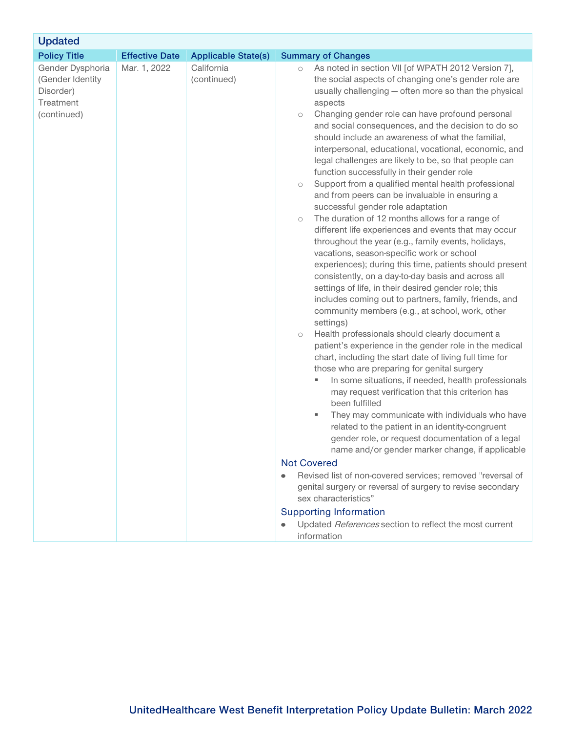| Updated | | | |
|---|---|---|---|
| **Policy Title** | **Effective Date** | **Applicable State(s)** | **Summary of Changes** |
| Gender Dysphoria (Gender Identity Disorder) Treatment (continued) | Mar. 1, 2022 | California (continued) | ○ As noted in section VII [of WPATH 2012 Version 7], the social aspects of changing one's gender role are usually challenging ― often more so than the physical aspects<br>○ Changing gender role can have profound personal and social consequences, and the decision to do so should include an awareness of what the familial, interpersonal, educational, vocational, economic, and legal challenges are likely to be, so that people can function successfully in their gender role<br>○ Support from a qualified mental health professional and from peers can be invaluable in ensuring a successful gender role adaptation<br>○ The duration of 12 months allows for a range of different life experiences and events that may occur throughout the year (e.g., family events, holidays, vacations, season-specific work or school experiences); during this time, patients should present consistently, on a day-to-day basis and across all settings of life, in their desired gender role; this includes coming out to partners, family, friends, and community members (e.g., at school, work, other settings)<br>○ Health professionals should clearly document a patient's experience in the gender role in the medical chart, including the start date of living full time for those who are preparing for genital surgery<br>&nbsp;&nbsp;&nbsp;&nbsp;▪ In some situations, if needed, health professionals may request verification that this criterion has been fulfilled<br>&nbsp;&nbsp;&nbsp;&nbsp;▪ They may communicate with individuals who have related to the patient in an identity-congruent gender role, or request documentation of a legal name and/or gender marker change, if applicable<br>**Not Covered**<br>● Revised list of non-covered services; removed "reversal of genital surgery or reversal of surgery to revise secondary sex characteristics"<br>**Supporting Information**<br>● Updated *References* section to reflect the most current information |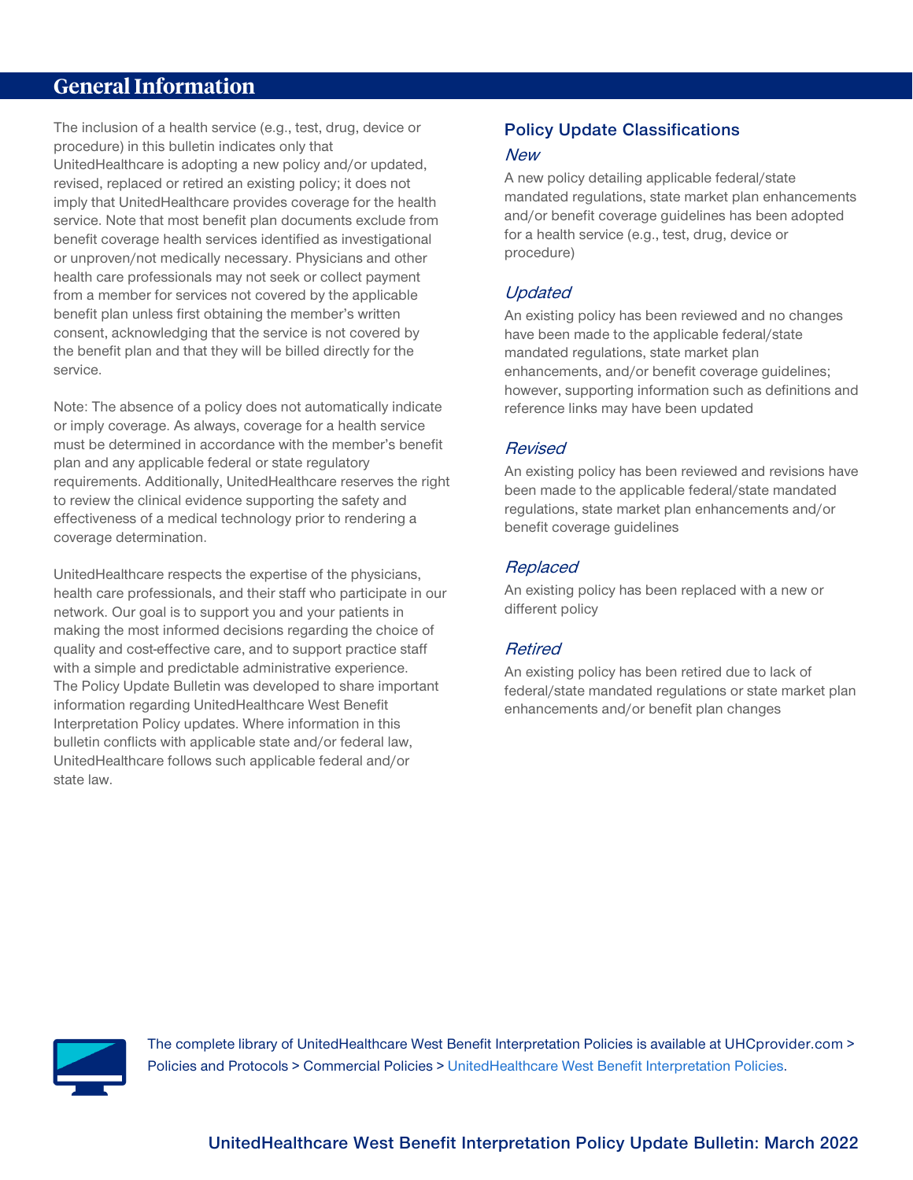## General Information

The inclusion of a health service (e.g., test, drug, device or procedure) in this bulletin indicates only that UnitedHealthcare is adopting a new policy and/or updated, revised, replaced or retired an existing policy; it does not imply that UnitedHealthcare provides coverage for the health service. Note that most benefit plan documents exclude from benefit coverage health services identified as investigational or unproven/not medically necessary. Physicians and other health care professionals may not seek or collect payment from a member for services not covered by the applicable benefit plan unless first obtaining the member's written consent, acknowledging that the service is not covered by the benefit plan and that they will be billed directly for the service.

Note: The absence of a policy does not automatically indicate or imply coverage. As always, coverage for a health service must be determined in accordance with the member's benefit plan and any applicable federal or state regulatory requirements. Additionally, UnitedHealthcare reserves the right to review the clinical evidence supporting the safety and effectiveness of a medical technology prior to rendering a coverage determination.

UnitedHealthcare respects the expertise of the physicians, health care professionals, and their staff who participate in our network. Our goal is to support you and your patients in making the most informed decisions regarding the choice of quality and cost-effective care, and to support practice staff with a simple and predictable administrative experience. The Policy Update Bulletin was developed to share important information regarding UnitedHealthcare West Benefit Interpretation Policy updates. Where information in this bulletin conflicts with applicable state and/or federal law, UnitedHealthcare follows such applicable federal and/or state law.

### Policy Update Classifications

*New*

A new policy detailing applicable federal/state mandated regulations, state market plan enhancements and/or benefit coverage guidelines has been adopted for a health service (e.g., test, drug, device or procedure)

*Updated*

An existing policy has been reviewed and no changes have been made to the applicable federal/state mandated regulations, state market plan enhancements, and/or benefit coverage guidelines; however, supporting information such as definitions and reference links may have been updated

*Revised*

An existing policy has been reviewed and revisions have been made to the applicable federal/state mandated regulations, state market plan enhancements and/or benefit coverage guidelines

*Replaced*

An existing policy has been replaced with a new or different policy

*Retired*

An existing policy has been retired due to lack of federal/state mandated regulations or state market plan enhancements and/or benefit plan changes

The complete library of UnitedHealthcare West Benefit Interpretation Policies is available at UHCprovider.com > Policies and Protocols > Commercial Policies > UnitedHealthcare West Benefit Interpretation Policies.